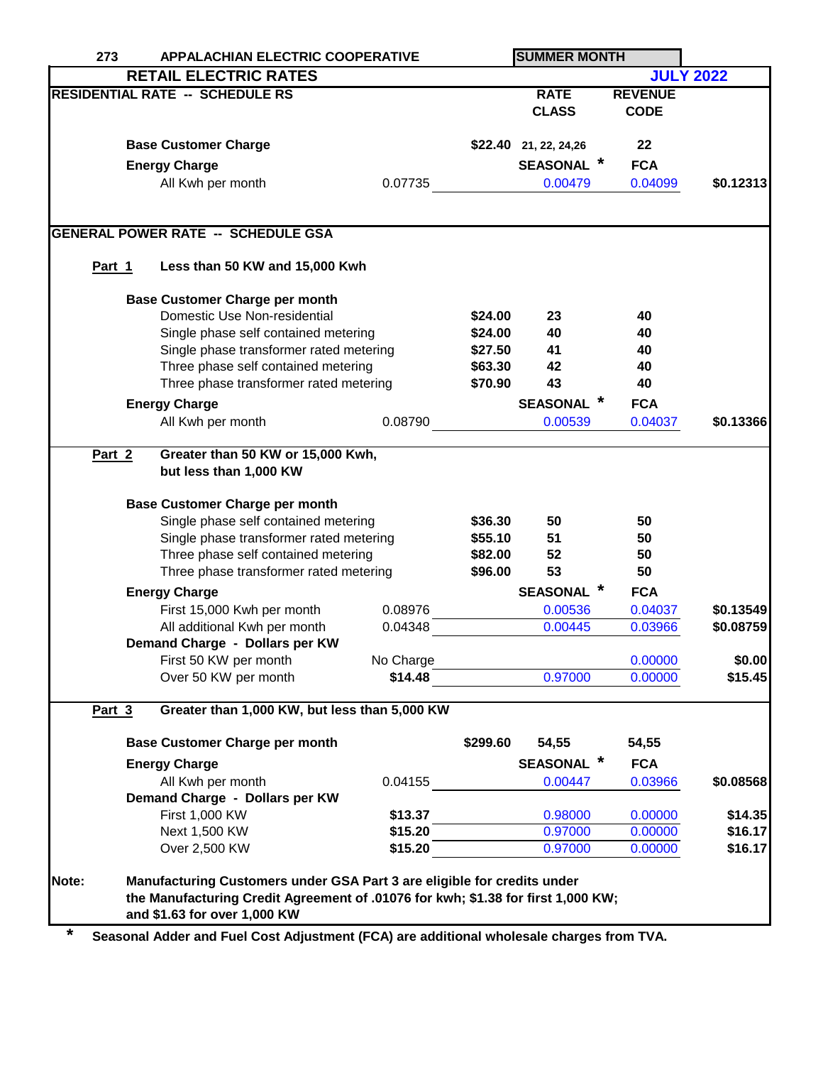273 **APPALACHIAN ELECTRIC COOPERATIVE** — **SUMMER MONTH**

## RETAIL ELECTRIC RATES — JULY 2022

### RESIDENTIAL RATE -- SCHEDULE RS

| | | | RATE CLASS | REVENUE CODE | |
|---|---|---|---|---|---|
| **Base Customer Charge** | | $22.40 | 21, 22, 24,26 | 22 | |
| **Energy Charge** | | | SEASONAL * | FCA | |
| All Kwh per month | 0.07735 | | 0.00479 | 0.04099 | $0.12313 |

### GENERAL POWER RATE -- SCHEDULE GSA

**Part 1** — **Less than 50 KW and 15,000 Kwh**

| | | | | | |
|---|---|---|---|---|---|
| **Base Customer Charge per month** | | | | | |
| Domestic Use Non-residential | | $24.00 | 23 | 40 | |
| Single phase self contained metering | | $24.00 | 40 | 40 | |
| Single phase transformer rated metering | | $27.50 | 41 | 40 | |
| Three phase self contained metering | | $63.30 | 42 | 40 | |
| Three phase transformer rated metering | | $70.90 | 43 | 40 | |
| **Energy Charge** | | | SEASONAL * | FCA | |
| All Kwh per month | 0.08790 | | 0.00539 | 0.04037 | $0.13366 |

**Part 2** — **Greater than 50 KW or 15,000 Kwh, but less than 1,000 KW**

| | | | | | |
|---|---|---|---|---|---|
| **Base Customer Charge per month** | | | | | |
| Single phase self contained metering | | $36.30 | 50 | 50 | |
| Single phase transformer rated metering | | $55.10 | 51 | 50 | |
| Three phase self contained metering | | $82.00 | 52 | 50 | |
| Three phase transformer rated metering | | $96.00 | 53 | 50 | |
| **Energy Charge** | | | SEASONAL * | FCA | |
| First 15,000 Kwh per month | 0.08976 | | 0.00536 | 0.04037 | $0.13549 |
| All additional Kwh per month | 0.04348 | | 0.00445 | 0.03966 | $0.08759 |
| **Demand Charge - Dollars per KW** | | | | | |
| First 50 KW per month | No Charge | | | 0.00000 | $0.00 |
| Over 50 KW per month | $14.48 | | 0.97000 | 0.00000 | $15.45 |

**Part 3** — **Greater than 1,000 KW, but less than 5,000 KW**

| | | | | | |
|---|---|---|---|---|---|
| **Base Customer Charge per month** | | $299.60 | 54,55 | 54,55 | |
| **Energy Charge** | | | SEASONAL * | FCA | |
| All Kwh per month | 0.04155 | | 0.00447 | 0.03966 | $0.08568 |
| **Demand Charge - Dollars per KW** | | | | | |
| First 1,000 KW | $13.37 | | 0.98000 | 0.00000 | $14.35 |
| Next 1,500 KW | $15.20 | | 0.97000 | 0.00000 | $16.17 |
| Over 2,500 KW | $15.20 | | 0.97000 | 0.00000 | $16.17 |

**Note:** **Manufacturing Customers under GSA Part 3 are eligible for credits under the Manufacturing Credit Agreement of .01076 for kwh; $1.38 for first 1,000 KW; and $1.63 for over 1,000 KW**

\* **Seasonal Adder and Fuel Cost Adjustment (FCA) are additional wholesale charges from TVA.**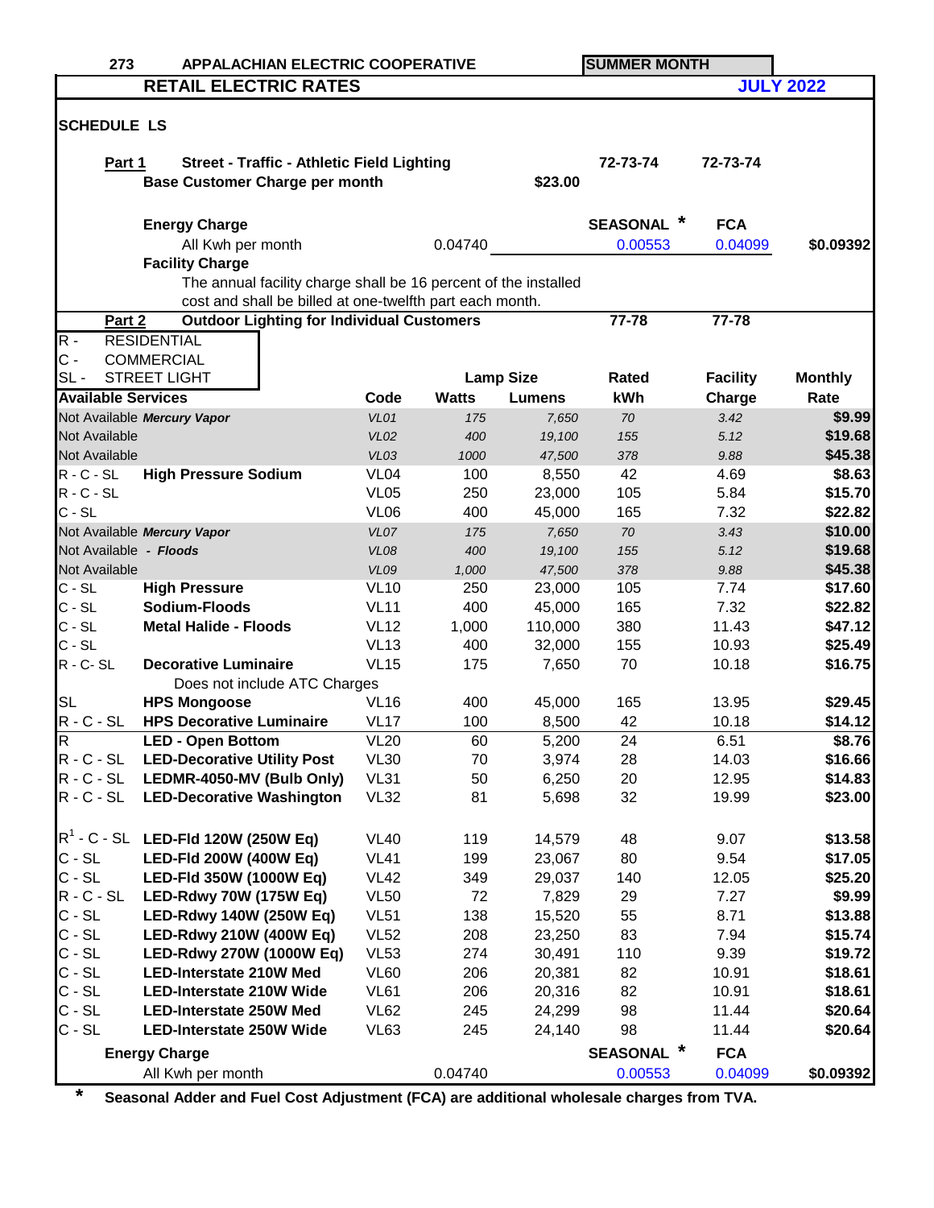273 APPALACHIAN ELECTRIC COOPERATIVE — SUMMER MONTH

# RETAIL ELECTRIC RATES — JULY 2022

## SCHEDULE LS

**Part 1** **Street - Traffic - Athletic Field Lighting** — 72-73-74 | 72-73-74

**Base Customer Charge per month** $23.00

| | | SEASONAL * | FCA | |
|---|---|---|---|---|
| **Energy Charge** | | | | |
| All Kwh per month | 0.04740 | 0.00553 | 0.04099 | $0.09392 |

**Facility Charge**

The annual facility charge shall be 16 percent of the installed cost and shall be billed at one-twelfth part each month.

**Part 2** **Outdoor Lighting for Individual Customers** — 77-78 | 77-78

R - RESIDENTIAL
C - COMMERCIAL
SL - STREET LIGHT

| Available Services | | Code | Lamp Size Watts | Lamp Size Lumens | Rated kWh | Facility Charge | Monthly Rate |
|---|---|---|---|---|---|---|---|
| Not Available | *Mercury Vapor* | *VL01* | *175* | *7,650* | *70* | *3.42* | $9.99 |
| Not Available | | *VL02* | *400* | *19,100* | *155* | *5.12* | $19.68 |
| Not Available | | *VL03* | *1000* | *47,500* | *378* | *9.88* | $45.38 |
| R - C - SL | **High Pressure Sodium** | VL04 | 100 | 8,550 | 42 | 4.69 | $8.63 |
| R - C - SL | | VL05 | 250 | 23,000 | 105 | 5.84 | $15.70 |
| C - SL | | VL06 | 400 | 45,000 | 165 | 7.32 | $22.82 |
| Not Available | *Mercury Vapor* | *VL07* | *175* | *7,650* | *70* | *3.43* | $10.00 |
| Not Available | *- Floods* | *VL08* | *400* | *19,100* | *155* | *5.12* | $19.68 |
| Not Available | | *VL09* | *1,000* | *47,500* | *378* | *9.88* | $45.38 |
| C - SL | **High Pressure** | VL10 | 250 | 23,000 | 105 | 7.74 | $17.60 |
| C - SL | **Sodium-Floods** | VL11 | 400 | 45,000 | 165 | 7.32 | $22.82 |
| C - SL | **Metal Halide - Floods** | VL12 | 1,000 | 110,000 | 380 | 11.43 | $47.12 |
| C - SL | | VL13 | 400 | 32,000 | 155 | 10.93 | $25.49 |
| R - C- SL | **Decorative Luminaire** | VL15 | 175 | 7,650 | 70 | 10.18 | $16.75 |
| | Does not include ATC Charges | | | | | | |
| SL | **HPS Mongoose** | VL16 | 400 | 45,000 | 165 | 13.95 | $29.45 |
| R - C - SL | **HPS Decorative Luminaire** | VL17 | 100 | 8,500 | 42 | 10.18 | $14.12 |
| R | **LED - Open Bottom** | VL20 | 60 | 5,200 | 24 | 6.51 | $8.76 |
| R - C - SL | **LED-Decorative Utility Post** | VL30 | 70 | 3,974 | 28 | 14.03 | $16.66 |
| R - C - SL | **LEDMR-4050-MV (Bulb Only)** | VL31 | 50 | 6,250 | 20 | 12.95 | $14.83 |
| R - C - SL | **LED-Decorative Washington** | VL32 | 81 | 5,698 | 32 | 19.99 | $23.00 |
| R[1] - C - SL | **LED-Fld 120W (250W Eq)** | VL40 | 119 | 14,579 | 48 | 9.07 | $13.58 |
| C - SL | **LED-Fld 200W (400W Eq)** | VL41 | 199 | 23,067 | 80 | 9.54 | $17.05 |
| C - SL | **LED-Fld 350W (1000W Eq)** | VL42 | 349 | 29,037 | 140 | 12.05 | $25.20 |
| R - C - SL | **LED-Rdwy 70W (175W Eq)** | VL50 | 72 | 7,829 | 29 | 7.27 | $9.99 |
| C - SL | **LED-Rdwy 140W (250W Eq)** | VL51 | 138 | 15,520 | 55 | 8.71 | $13.88 |
| C - SL | **LED-Rdwy 210W (400W Eq)** | VL52 | 208 | 23,250 | 83 | 7.94 | $15.74 |
| C - SL | **LED-Rdwy 270W (1000W Eq)** | VL53 | 274 | 30,491 | 110 | 9.39 | $19.72 |
| C - SL | **LED-Interstate 210W Med** | VL60 | 206 | 20,381 | 82 | 10.91 | $18.61 |
| C - SL | **LED-Interstate 210W Wide** | VL61 | 206 | 20,316 | 82 | 10.91 | $18.61 |
| C - SL | **LED-Interstate 250W Med** | VL62 | 245 | 24,299 | 98 | 11.44 | $20.64 |
| C - SL | **LED-Interstate 250W Wide** | VL63 | 245 | 24,140 | 98 | 11.44 | $20.64 |

| | | SEASONAL * | FCA | |
|---|---|---|---|---|
| **Energy Charge** | | | | |
| All Kwh per month | 0.04740 | 0.00553 | 0.04099 | $0.09392 |

**\* Seasonal Adder and Fuel Cost Adjustment (FCA) are additional wholesale charges from TVA.**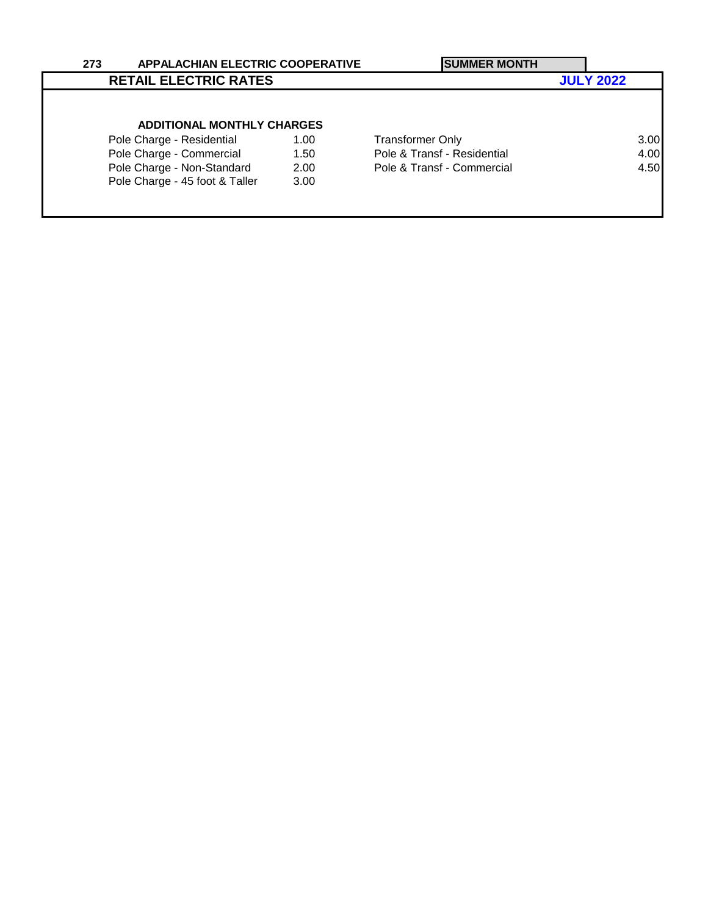273 **APPALACHIAN ELECTRIC COOPERATIVE** **SUMMER MONTH**

## RETAIL ELECTRIC RATES

**JULY 2022**

### ADDITIONAL MONTHLY CHARGES

| | | | |
|---|---|---|---|
| Pole Charge - Residential | 1.00 | Transformer Only | 3.00 |
| Pole Charge - Commercial | 1.50 | Pole & Transf - Residential | 4.00 |
| Pole Charge - Non-Standard | 2.00 | Pole & Transf - Commercial | 4.50 |
| Pole Charge - 45 foot & Taller | 3.00 | | |